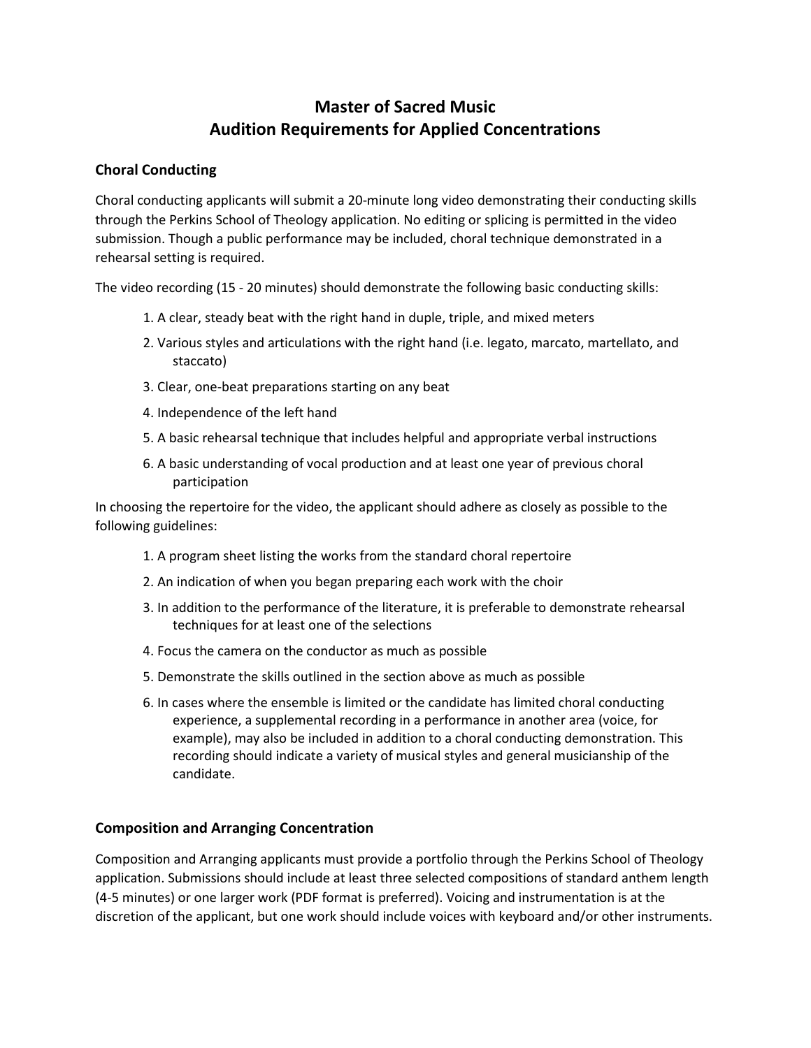# Master of Sacred Music
# Audition Requirements for Applied Concentrations

## Choral Conducting

Choral conducting applicants will submit a 20-minute long video demonstrating their conducting skills through the Perkins School of Theology application. No editing or splicing is permitted in the video submission. Though a public performance may be included, choral technique demonstrated in a rehearsal setting is required.

The video recording (15 - 20 minutes) should demonstrate the following basic conducting skills:

1. A clear, steady beat with the right hand in duple, triple, and mixed meters
2. Various styles and articulations with the right hand (i.e. legato, marcato, martellato, and staccato)
3. Clear, one-beat preparations starting on any beat
4. Independence of the left hand
5. A basic rehearsal technique that includes helpful and appropriate verbal instructions
6. A basic understanding of vocal production and at least one year of previous choral participation

In choosing the repertoire for the video, the applicant should adhere as closely as possible to the following guidelines:

1. A program sheet listing the works from the standard choral repertoire
2. An indication of when you began preparing each work with the choir
3. In addition to the performance of the literature, it is preferable to demonstrate rehearsal techniques for at least one of the selections
4. Focus the camera on the conductor as much as possible
5. Demonstrate the skills outlined in the section above as much as possible
6. In cases where the ensemble is limited or the candidate has limited choral conducting experience, a supplemental recording in a performance in another area (voice, for example), may also be included in addition to a choral conducting demonstration. This recording should indicate a variety of musical styles and general musicianship of the candidate.

## Composition and Arranging Concentration

Composition and Arranging applicants must provide a portfolio through the Perkins School of Theology application. Submissions should include at least three selected compositions of standard anthem length (4-5 minutes) or one larger work (PDF format is preferred). Voicing and instrumentation is at the discretion of the applicant, but one work should include voices with keyboard and/or other instruments.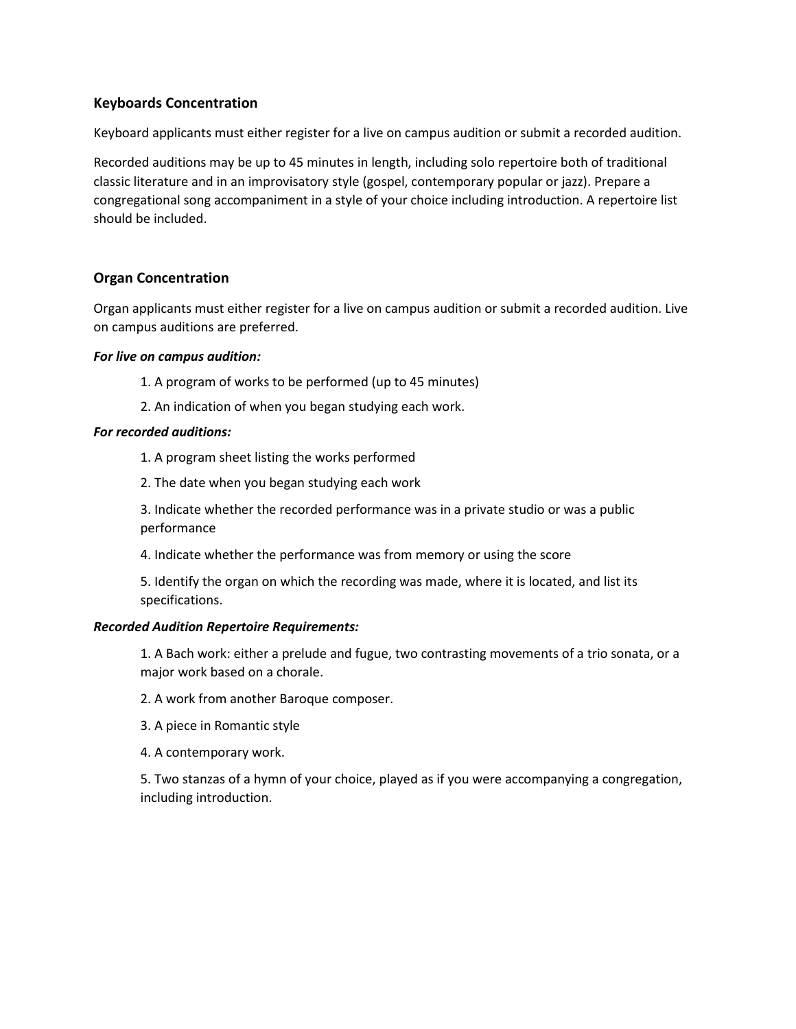## Keyboards Concentration

Keyboard applicants must either register for a live on campus audition or submit a recorded audition.

Recorded auditions may be up to 45 minutes in length, including solo repertoire both of traditional classic literature and in an improvisatory style (gospel, contemporary popular or jazz). Prepare a congregational song accompaniment in a style of your choice including introduction. A repertoire list should be included.

## Organ Concentration

Organ applicants must either register for a live on campus audition or submit a recorded audition. Live on campus auditions are preferred.

***For live on campus audition:***

1. A program of works to be performed (up to 45 minutes)
2. An indication of when you began studying each work.

***For recorded auditions:***

1. A program sheet listing the works performed
2. The date when you began studying each work
3. Indicate whether the recorded performance was in a private studio or was a public performance
4. Indicate whether the performance was from memory or using the score
5. Identify the organ on which the recording was made, where it is located, and list its specifications.

***Recorded Audition Repertoire Requirements:***

1. A Bach work: either a prelude and fugue, two contrasting movements of a trio sonata, or a major work based on a chorale.
2. A work from another Baroque composer.
3. A piece in Romantic style
4. A contemporary work.
5. Two stanzas of a hymn of your choice, played as if you were accompanying a congregation, including introduction.